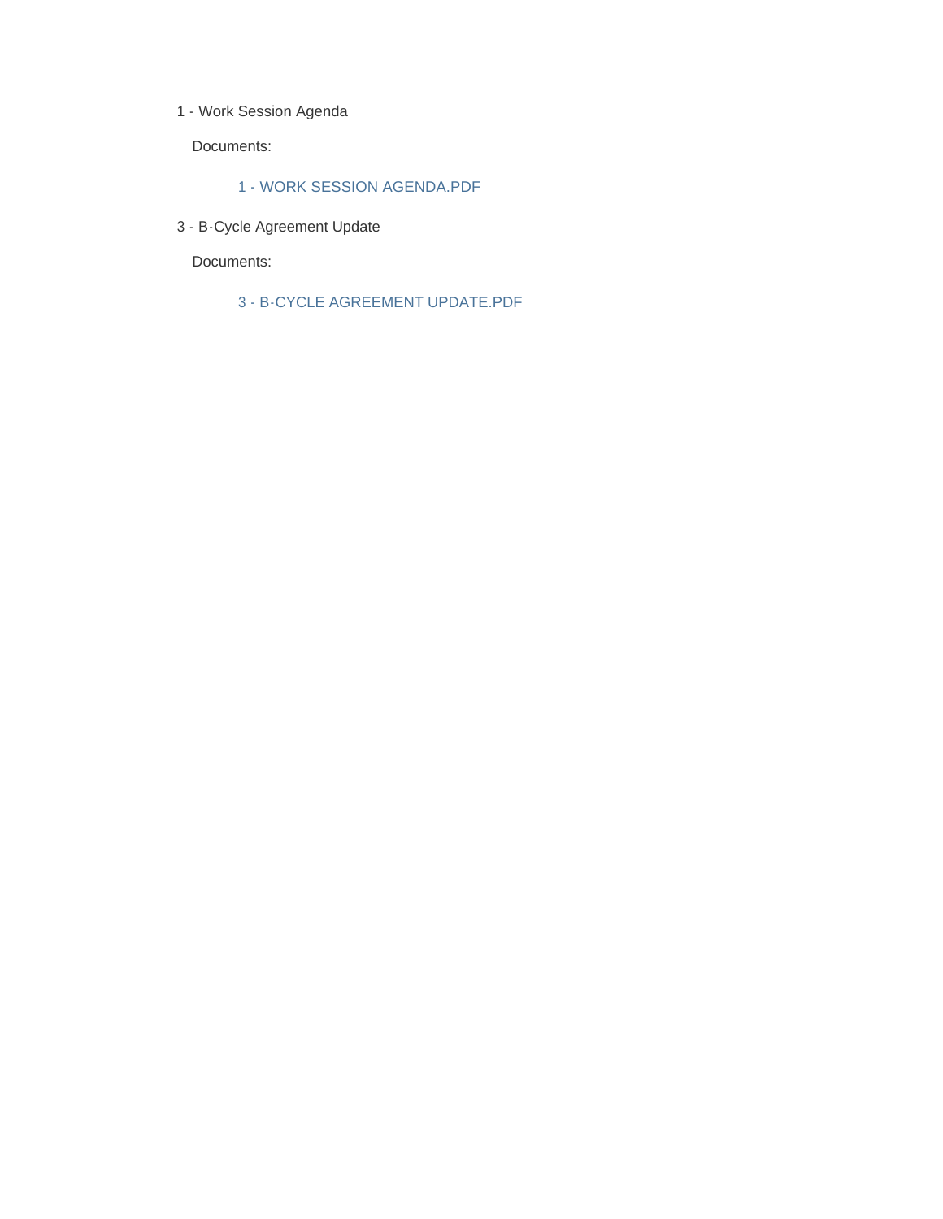1 - Work Session Agenda

Documents:

1 - WORK SESSION AGENDA.PDF

3 - B-Cycle Agreement Update

Documents:

3 - B-CYCLE AGREEMENT UPDATE.PDF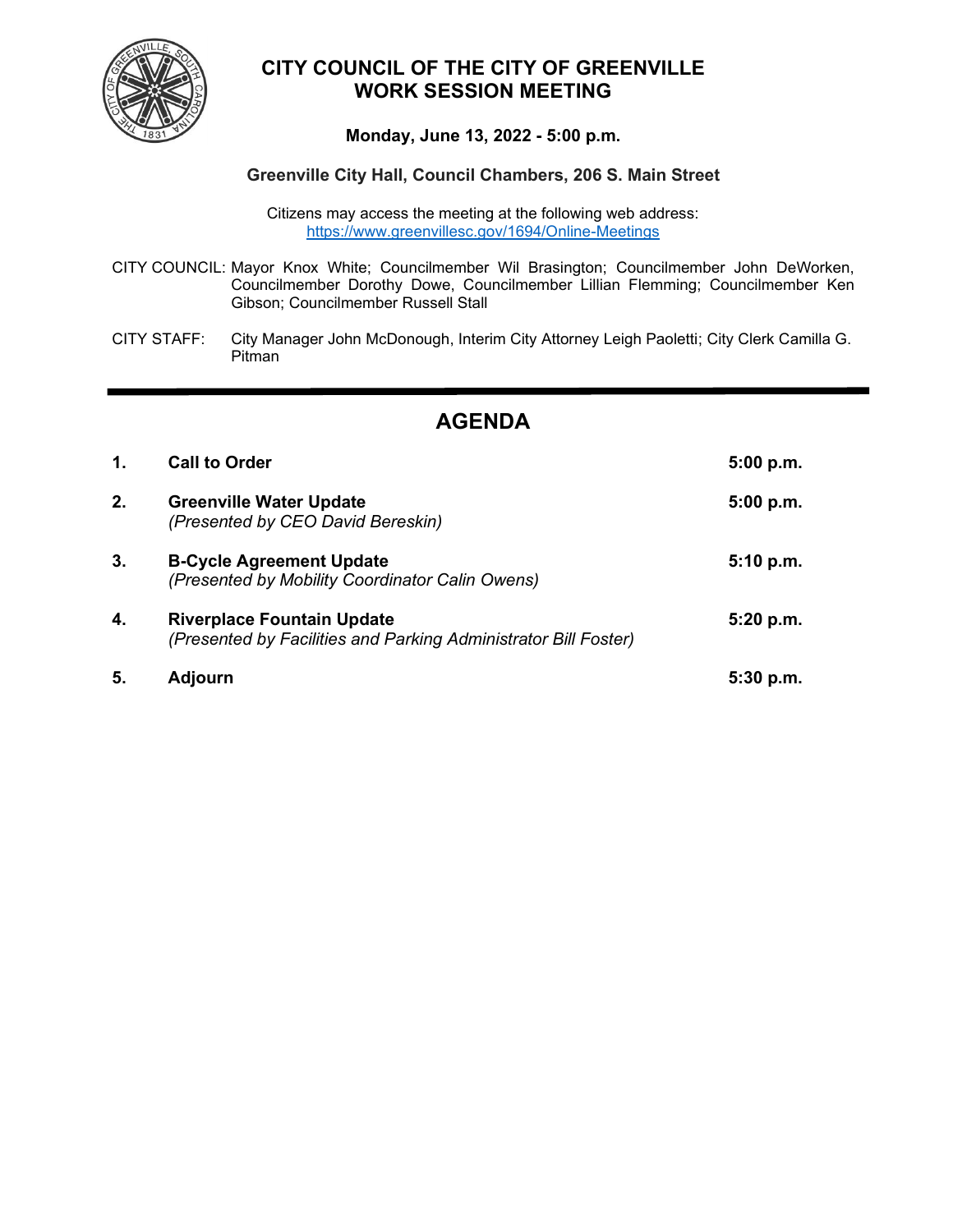# CITY COUNCIL OF THE CITY OF GREENVILLE WORK SESSION MEETING

**Monday, June 13, 2022 - 5:00 p.m.**

**Greenville City Hall, Council Chambers, 206 S. Main Street**

Citizens may access the meeting at the following web address:
https://www.greenvillesc.gov/1694/Online-Meetings

CITY COUNCIL: Mayor Knox White; Councilmember Wil Brasington; Councilmember John DeWorken, Councilmember Dorothy Dowe, Councilmember Lillian Flemming; Councilmember Ken Gibson; Councilmember Russell Stall

CITY STAFF: City Manager John McDonough, Interim City Attorney Leigh Paoletti; City Clerk Camilla G. Pitman

---

## AGENDA

| | | |
|---|---|---|
| **1.** | **Call to Order** | **5:00 p.m.** |
| **2.** | **Greenville Water Update**<br>*(Presented by CEO David Bereskin)* | **5:00 p.m.** |
| **3.** | **B-Cycle Agreement Update**<br>*(Presented by Mobility Coordinator Calin Owens)* | **5:10 p.m.** |
| **4.** | **Riverplace Fountain Update**<br>*(Presented by Facilities and Parking Administrator Bill Foster)* | **5:20 p.m.** |
| **5.** | **Adjourn** | **5:30 p.m.** |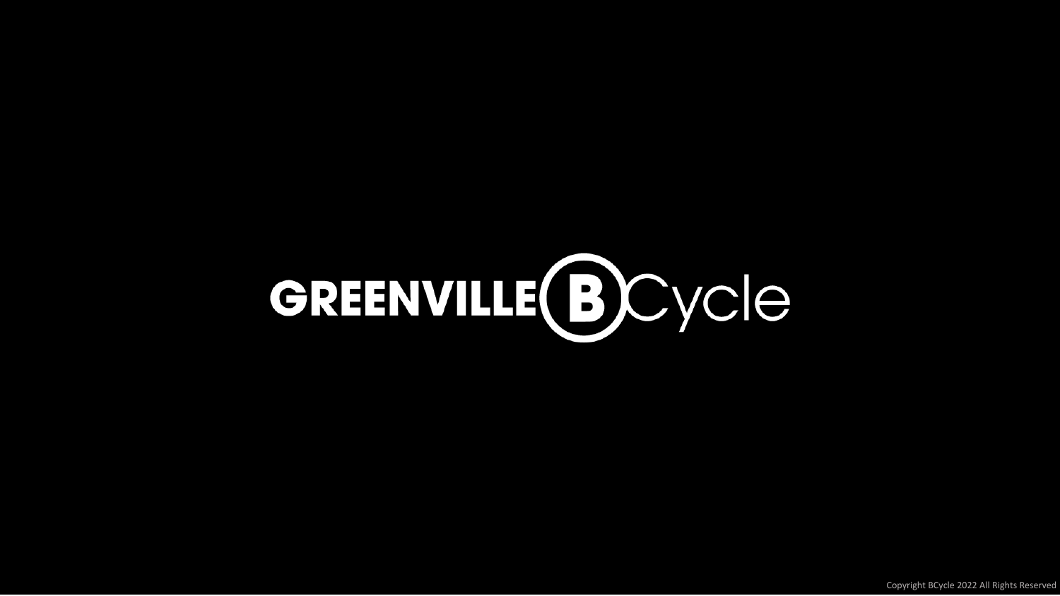GREENVILLE BCycle

Copyright BCycle 2022 All Rights Reserved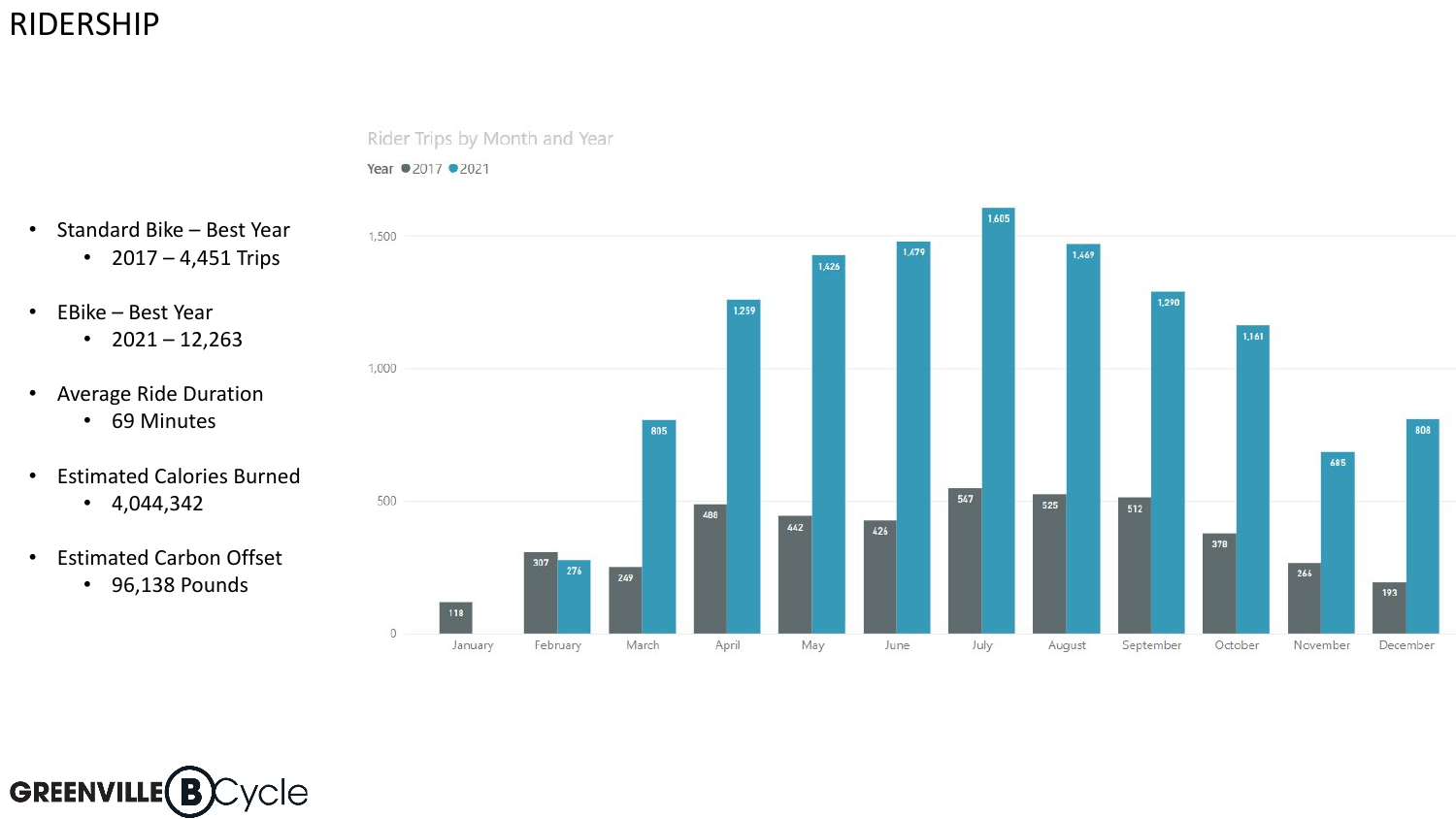# RIDERSHIP

- Standard Bike – Best Year
  - 2017 – 4,451 Trips
- EBike – Best Year
  - 2021 – 12,263
- Average Ride Duration
  - 69 Minutes
- Estimated Calories Burned
  - 4,044,342
- Estimated Carbon Offset
  - 96,138 Pounds

Rider Trips by Month and Year

Year ● 2017 ● 2021

1,500
1,000
500
0

January, February, March, April, May, June, July, August, September, October, November, December

118
307 276
249 805
488 1,259
442 1,426
426 1,479
547 1,605
525 1,469
512 1,290
378 1,161
264 685
193 808

GREENVILLE B Cycle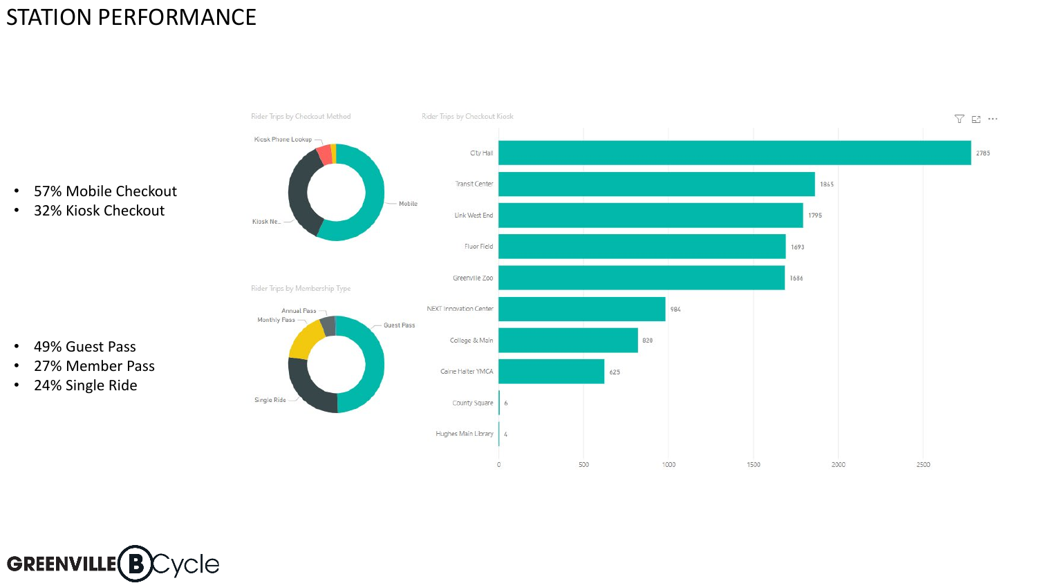# STATION PERFORMANCE

- 57% Mobile Checkout
- 32% Kiosk Checkout

- 49% Guest Pass
- 27% Member Pass
- 24% Single Ride

Rider Trips by Checkout Method

Kiosk Phone Lookup

Kiosk Ne...

Mobile

Rider Trips by Membership Type

Annual Pass

Monthly Pass

Guest Pass

Single Ride

Rider Trips by Checkout Kiosk

City Hall 2785

Transit Center 1865

Link West End 1795

Fluor Field 1693

Greenville Zoo 1686

NEXT Innovation Center 984

College & Main 820

Caine Halter YMCA 625

County Square 6

Hughes Main Library 4

0 500 1000 1500 2000 2500

GREENVILLE B Cycle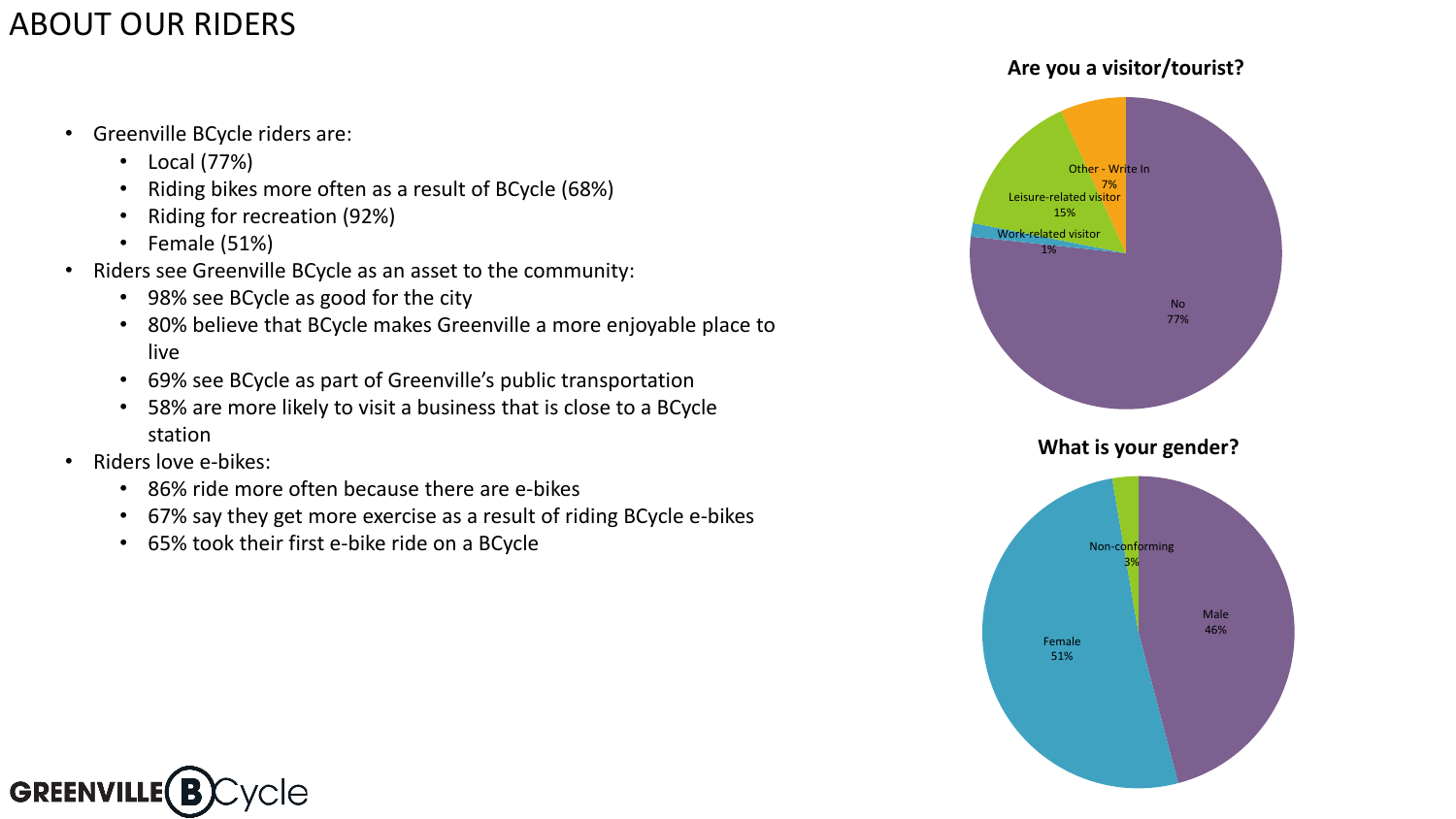# ABOUT OUR RIDERS

- Greenville BCycle riders are:
  - Local (77%)
  - Riding bikes more often as a result of BCycle (68%)
  - Riding for recreation (92%)
  - Female (51%)
- Riders see Greenville BCycle as an asset to the community:
  - 98% see BCycle as good for the city
  - 80% believe that BCycle makes Greenville a more enjoyable place to live
  - 69% see BCycle as part of Greenville's public transportation
  - 58% are more likely to visit a business that is close to a BCycle station
- Riders love e-bikes:
  - 86% ride more often because there are e-bikes
  - 67% say they get more exercise as a result of riding BCycle e-bikes
  - 65% took their first e-bike ride on a BCycle

**Are you a visitor/tourist?**

Other - Write In 7%
Leisure-related visitor 15%
Work-related visitor 1%
No 77%

**What is your gender?**

Non-conforming 3%
Male 46%
Female 51%

GREENVILLE BCycle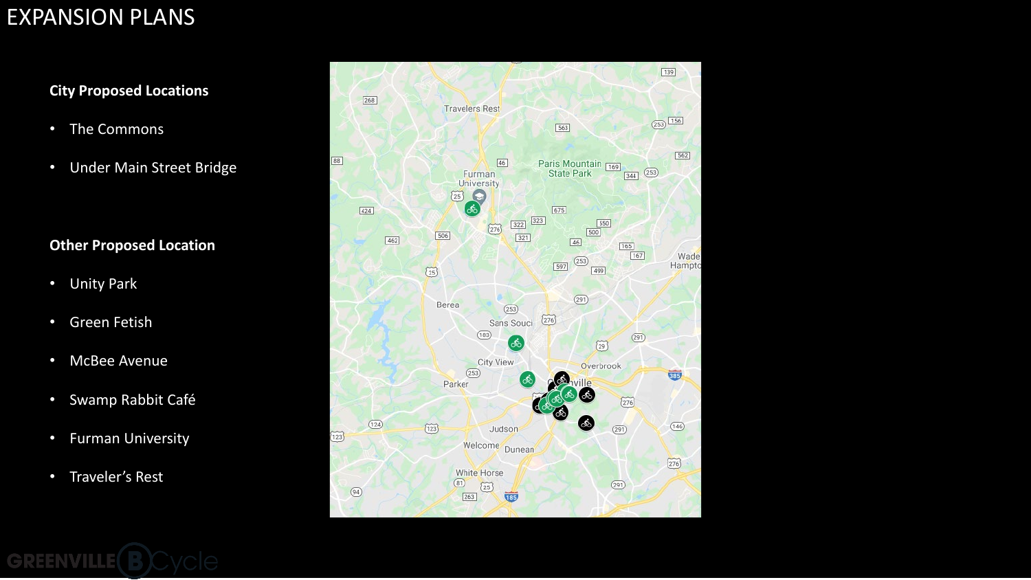# EXPANSION PLANS

**City Proposed Locations**

- The Commons
- Under Main Street Bridge

**Other Proposed Location**

- Unity Park
- Green Fetish
- McBee Avenue
- Swamp Rabbit Café
- Furman University
- Traveler's Rest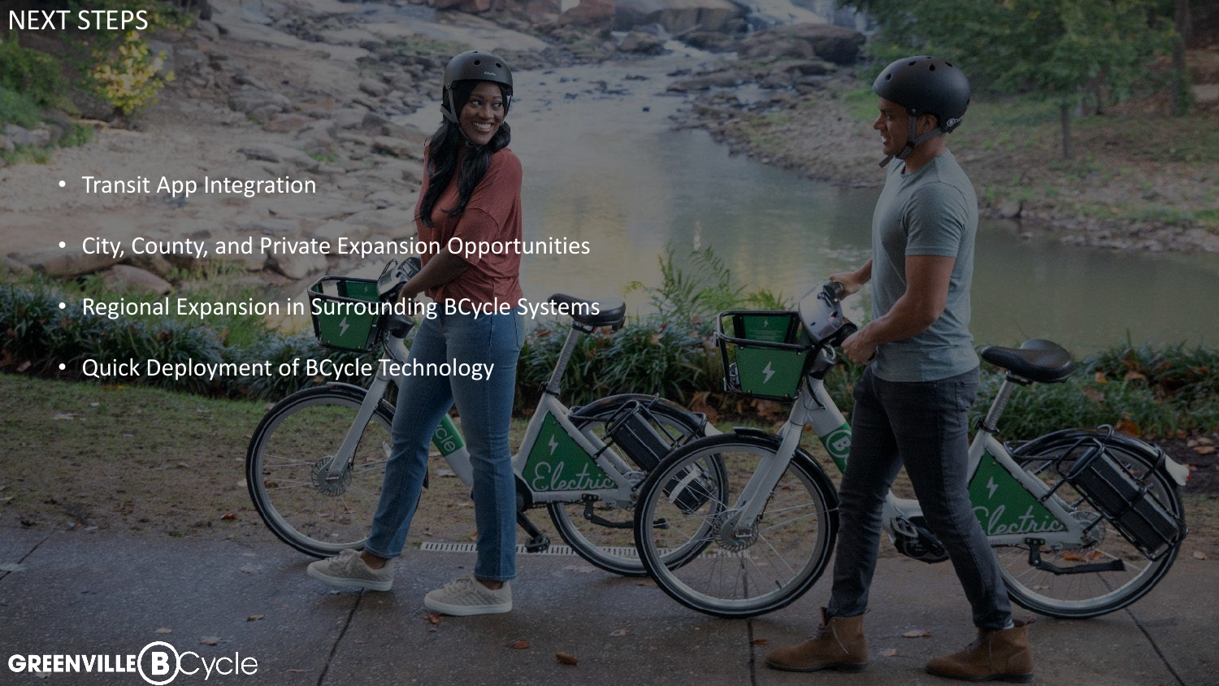# NEXT STEPS

- Transit App Integration
- City, County, and Private Expansion Opportunities
- Regional Expansion in Surrounding BCycle Systems
- Quick Deployment of BCycle Technology

GREENVILLE BCycle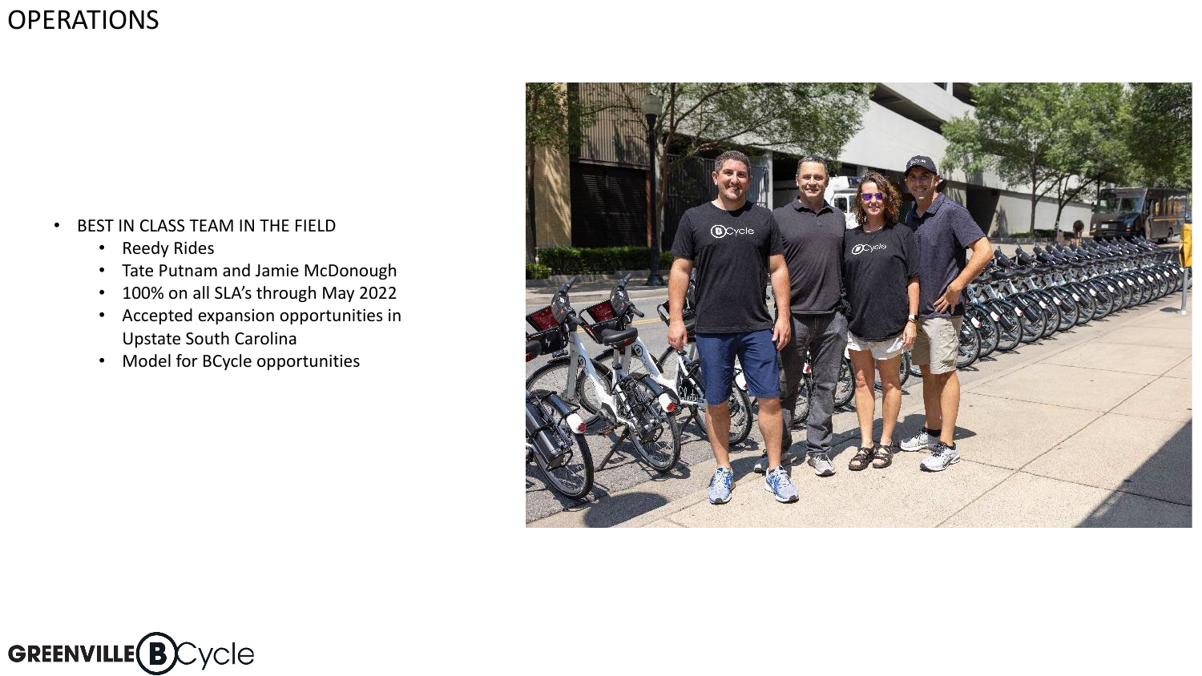# OPERATIONS

- BEST IN CLASS TEAM IN THE FIELD
  - Reedy Rides
  - Tate Putnam and Jamie McDonough
  - 100% on all SLA's through May 2022
  - Accepted expansion opportunities in Upstate South Carolina
  - Model for BCycle opportunities

GREENVILLE BCycle